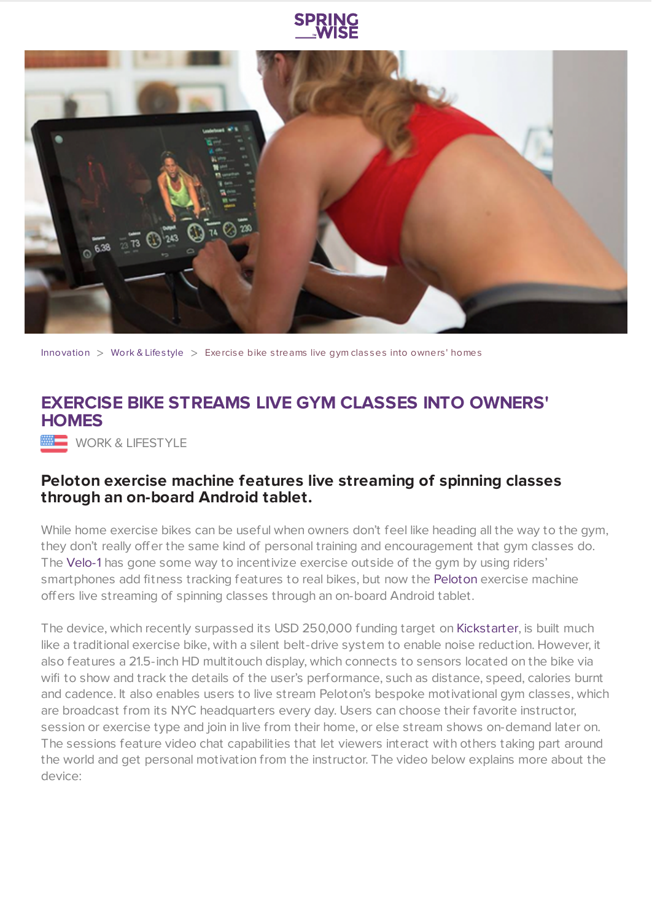Innovation > Work & Lifestyle > Exercise bike streams live gym classes into owners' homes

# EXERCISE BIKE STREAMS LIVE GYM CLASSES INTO OWNERS' HOMES

WORK & LIFESTYLE

## Peloton exercise machine features live streaming of spinning classes through an on-board Android tablet.

While home exercise bikes can be useful when owners don't feel like heading all the way to the gym, they don't really offer the same kind of personal training and encouragement that gym classes do. The Velo-1 has gone some way to incentivize exercise outside of the gym by using riders' smartphones add fitness tracking features to real bikes, but now the Peloton exercise machine offers live streaming of spinning classes through an on-board Android tablet.

The device, which recently surpassed its USD 250,000 funding target on Kickstarter, is built much like a traditional exercise bike, with a silent belt-drive system to enable noise reduction. However, it also features a 21.5-inch HD multitouch display, which connects to sensors located on the bike via wifi to show and track the details of the user's performance, such as distance, speed, calories burnt and cadence. It also enables users to live stream Peloton's bespoke motivational gym classes, which are broadcast from its NYC headquarters every day. Users can choose their favorite instructor, session or exercise type and join in live from their home, or else stream shows on-demand later on. The sessions feature video chat capabilities that let viewers interact with others taking part around the world and get personal motivation from the instructor. The video below explains more about the device: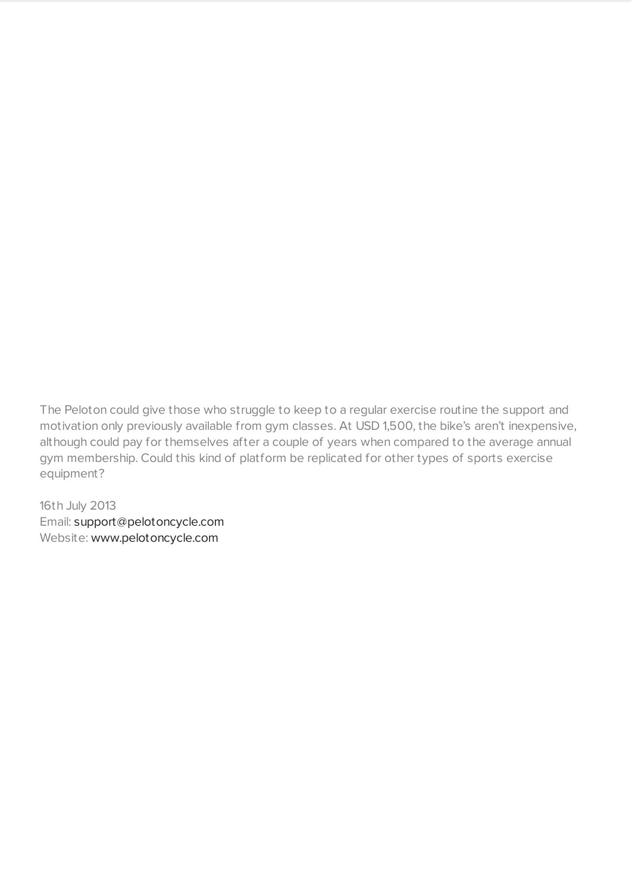The Peloton could give those who struggle to keep to a regular exercise routine the support and motivation only previously available from gym classes. At USD 1,500, the bike's aren't inexpensive, although could pay for themselves after a couple of years when compared to the average annual gym membership. Could this kind of platform be replicated for other types of sports exercise equipment?

16th July 2013
Email: support@pelotoncycle.com
Website: www.pelotoncycle.com